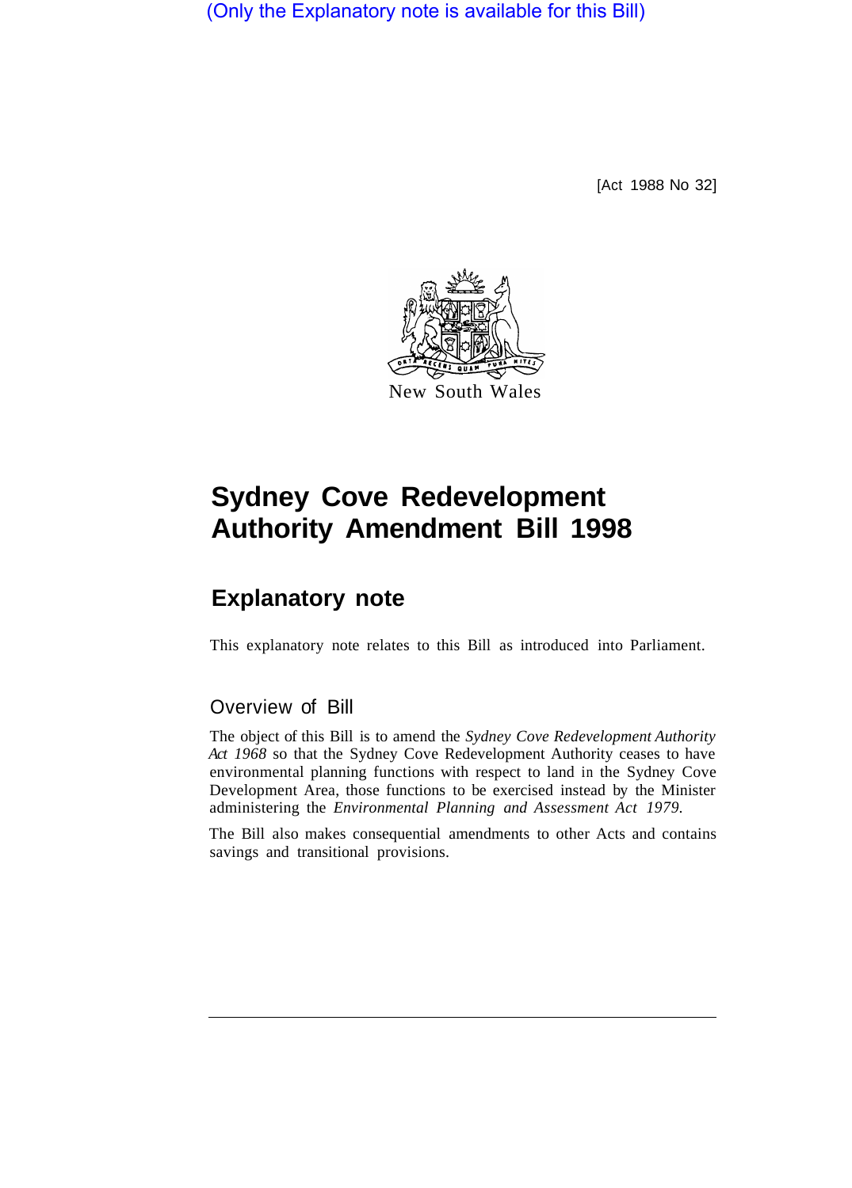(Only the Explanatory note is available for this Bill)

[Act 1988 No 32]

New South Wales

# Sydney Cove Redevelopment Authority Amendment Bill 1998

## Explanatory note

This explanatory note relates to this Bill as introduced into Parliament.

### Overview of Bill

The object of this Bill is to amend the *Sydney Cove Redevelopment Authority Act 1968* so that the Sydney Cove Redevelopment Authority ceases to have environmental planning functions with respect to land in the Sydney Cove Development Area, those functions to be exercised instead by the Minister administering the *Environmental Planning and Assessment Act 1979.*

The Bill also makes consequential amendments to other Acts and contains savings and transitional provisions.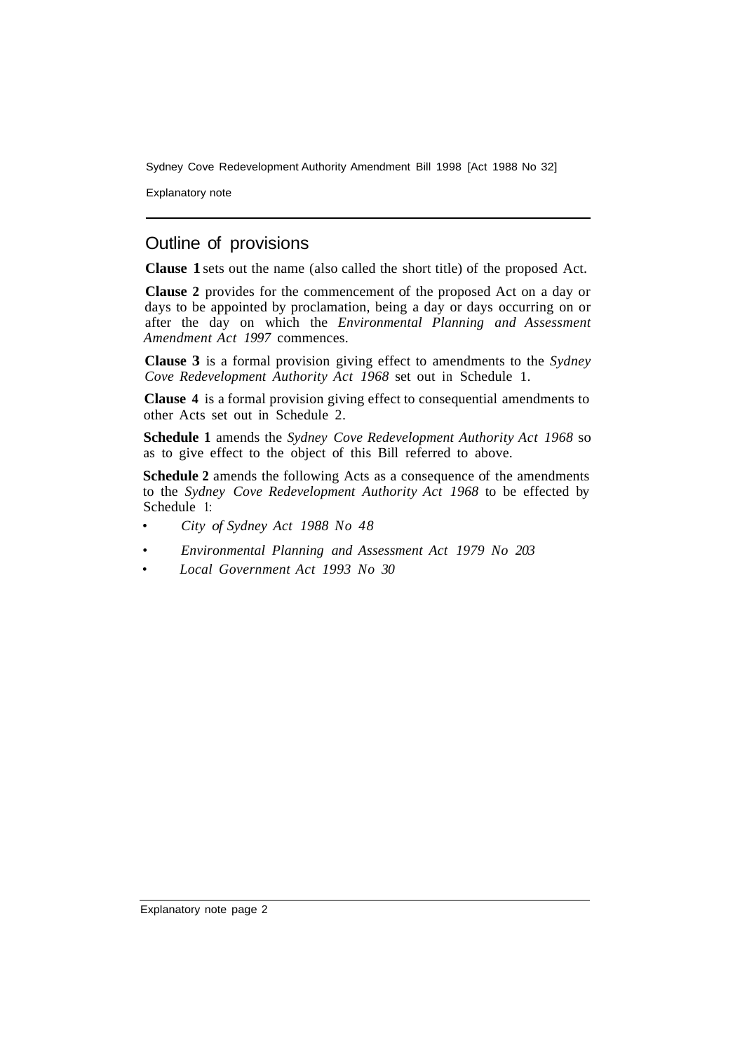## Outline of provisions

**Clause 1** sets out the name (also called the short title) of the proposed Act.

**Clause 2** provides for the commencement of the proposed Act on a day or days to be appointed by proclamation, being a day or days occurring on or after the day on which the *Environmental Planning and Assessment Amendment Act 1997* commences.

**Clause 3** is a formal provision giving effect to amendments to the *Sydney Cove Redevelopment Authority Act 1968* set out in Schedule 1.

**Clause 4** is a formal provision giving effect to consequential amendments to other Acts set out in Schedule 2.

**Schedule 1** amends the *Sydney Cove Redevelopment Authority Act 1968* so as to give effect to the object of this Bill referred to above.

**Schedule 2** amends the following Acts as a consequence of the amendments to the *Sydney Cove Redevelopment Authority Act 1968* to be effected by Schedule 1:

- *City of Sydney Act 1988 No 48*
- *Environmental Planning and Assessment Act 1979 No 203*
- *Local Government Act 1993 No 30*